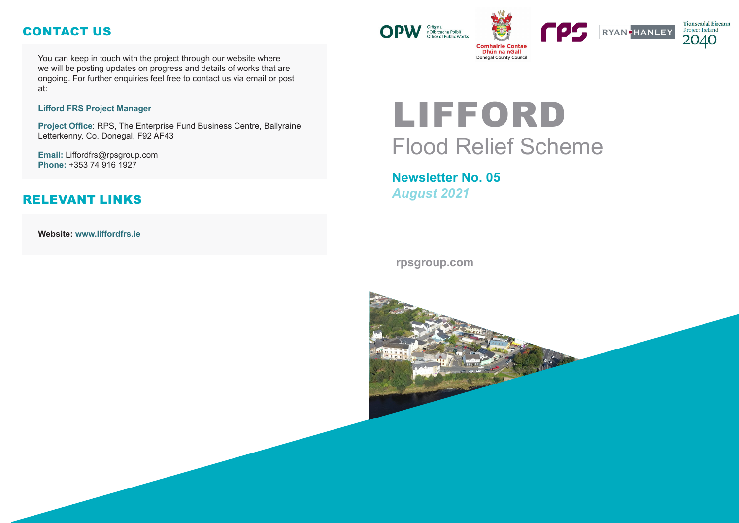## CONTACT US

You can keep in touch with the project through our website where we will be posting updates on progress and details of works that are ongoing. For further enquiries feel free to contact us via email or post at:

**Lifford FRS Project Manager**

**Project Office**: RPS, The Enterprise Fund Business Centre, Ballyraine, Letterkenny, Co. Donegal, F92 AF43

**Email:** Liffordfrs@rpsgroup.com
**Phone:** +353 74 916 1927

## RELEVANT LINKS

**Website:** www.liffordfrs.ie

OPW Oifig na nOibreacha Poiblí Office of Public Works

Comhairle Contae Dhún na nGall Donegal County Council

rps

RYAN HANLEY

Tionscadal Éireann Project Ireland 2040

# LIFFORD
## Flood Relief Scheme

**Newsletter No. 05**
*August 2021*

rpsgroup.com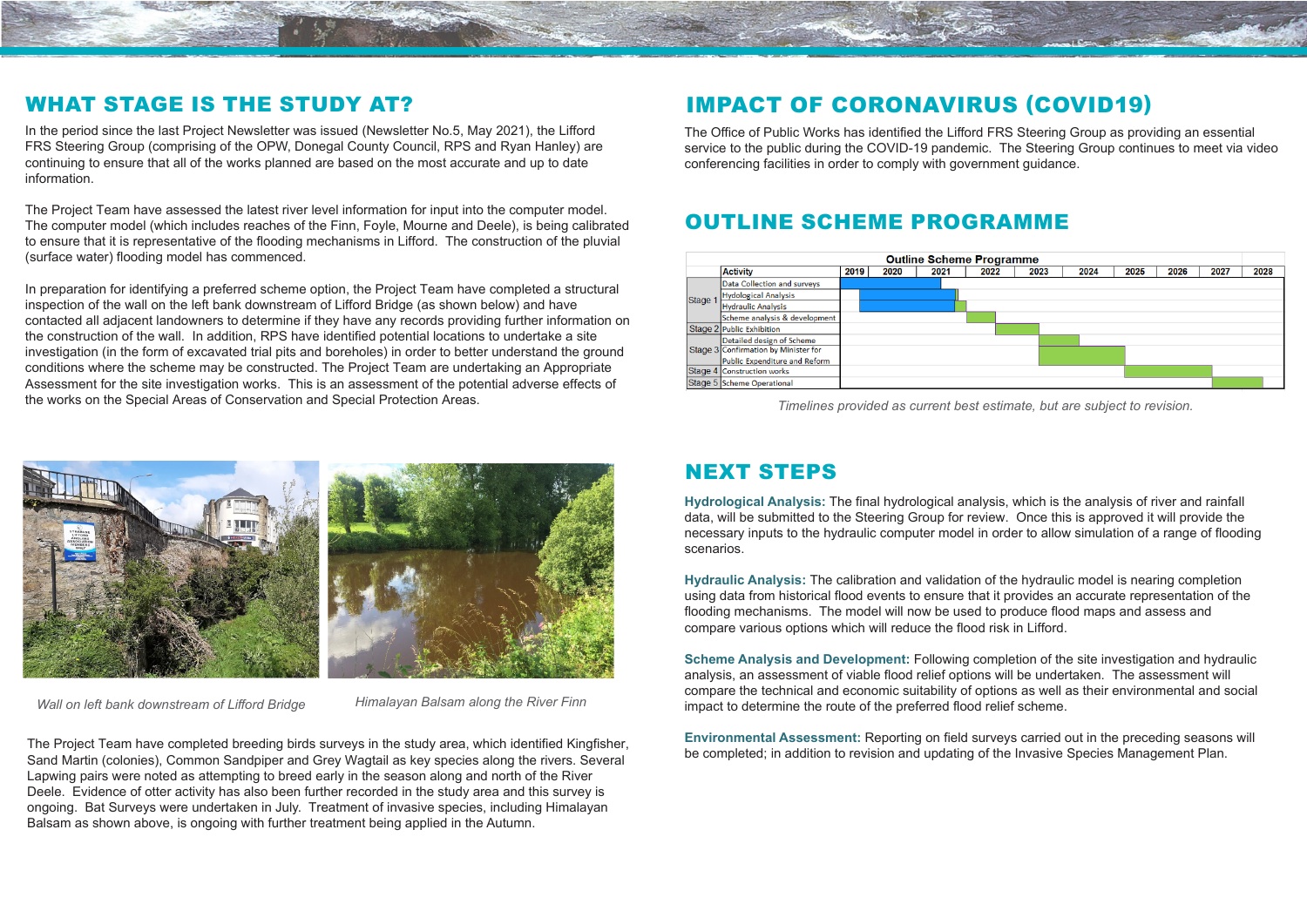## WHAT STAGE IS THE STUDY AT?

In the period since the last Project Newsletter was issued (Newsletter No.5, May 2021), the Lifford FRS Steering Group (comprising of the OPW, Donegal County Council, RPS and Ryan Hanley) are continuing to ensure that all of the works planned are based on the most accurate and up to date information.

The Project Team have assessed the latest river level information for input into the computer model. The computer model (which includes reaches of the Finn, Foyle, Mourne and Deele), is being calibrated to ensure that it is representative of the flooding mechanisms in Lifford. The construction of the pluvial (surface water) flooding model has commenced.

In preparation for identifying a preferred scheme option, the Project Team have completed a structural inspection of the wall on the left bank downstream of Lifford Bridge (as shown below) and have contacted all adjacent landowners to determine if they have any records providing further information on the construction of the wall. In addition, RPS have identified potential locations to undertake a site investigation (in the form of excavated trial pits and boreholes) in order to better understand the ground conditions where the scheme may be constructed. The Project Team are undertaking an Appropriate Assessment for the site investigation works. This is an assessment of the potential adverse effects of the works on the Special Areas of Conservation and Special Protection Areas.

*Wall on left bank downstream of Lifford Bridge*

*Himalayan Balsam along the River Finn*

The Project Team have completed breeding birds surveys in the study area, which identified Kingfisher, Sand Martin (colonies), Common Sandpiper and Grey Wagtail as key species along the rivers. Several Lapwing pairs were noted as attempting to breed early in the season along and north of the River Deele. Evidence of otter activity has also been further recorded in the study area and this survey is ongoing. Bat Surveys were undertaken in July. Treatment of invasive species, including Himalayan Balsam as shown above, is ongoing with further treatment being applied in the Autumn.

## IMPACT OF CORONAVIRUS (COVID19)

The Office of Public Works has identified the Lifford FRS Steering Group as providing an essential service to the public during the COVID-19 pandemic. The Steering Group continues to meet via video conferencing facilities in order to comply with government guidance.

## OUTLINE SCHEME PROGRAMME

Outline Scheme Programme

Activity

2019 2020 2021 2022 2023 2024 2025 2026 2027 2028

Stage 1: Data Collection and surveys; Hydological Analysis; Hydraulic Analysis; Scheme analysis & development

Stage 2: Public Exhibition

Stage 3: Detailed design of Scheme; Confirmation by Minister for Public Expenditure and Reform

Stage 4: Construction works

Stage 5: Scheme Operational

*Timelines provided as current best estimate, but are subject to revision.*

## NEXT STEPS

**Hydrological Analysis:** The final hydrological analysis, which is the analysis of river and rainfall data, will be submitted to the Steering Group for review. Once this is approved it will provide the necessary inputs to the hydraulic computer model in order to allow simulation of a range of flooding scenarios.

**Hydraulic Analysis:** The calibration and validation of the hydraulic model is nearing completion using data from historical flood events to ensure that it provides an accurate representation of the flooding mechanisms. The model will now be used to produce flood maps and assess and compare various options which will reduce the flood risk in Lifford.

**Scheme Analysis and Development:** Following completion of the site investigation and hydraulic analysis, an assessment of viable flood relief options will be undertaken. The assessment will compare the technical and economic suitability of options as well as their environmental and social impact to determine the route of the preferred flood relief scheme.

**Environmental Assessment:** Reporting on field surveys carried out in the preceding seasons will be completed; in addition to revision and updating of the Invasive Species Management Plan.